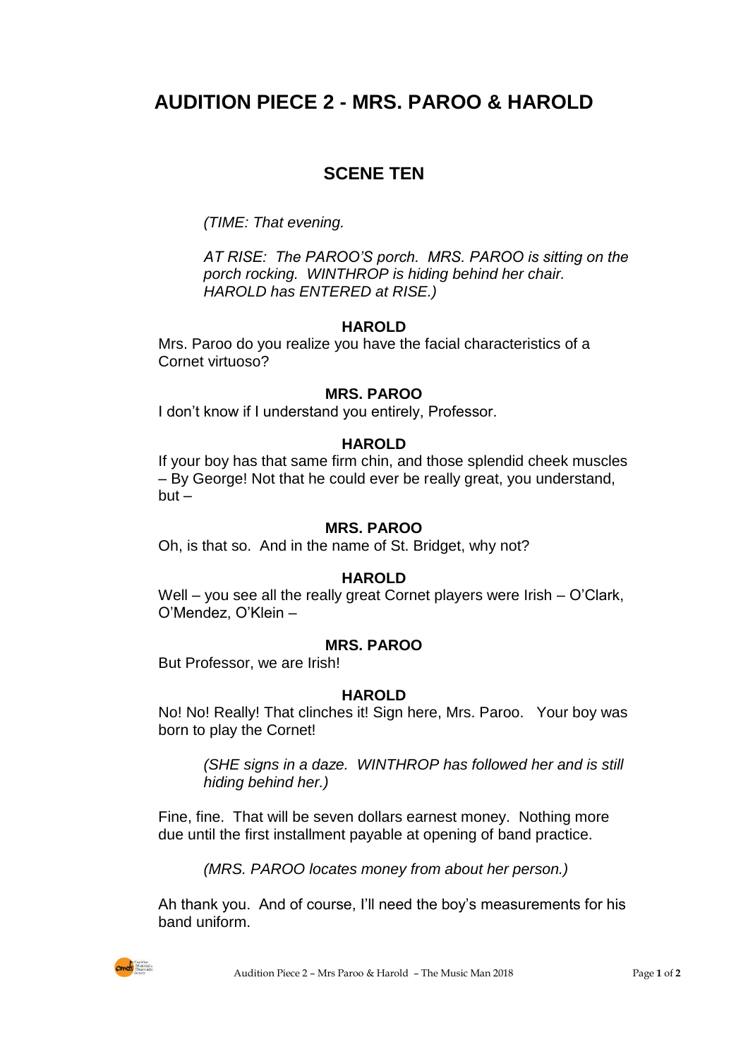# AUDITION PIECE 2 - MRS. PAROO & HAROLD

## SCENE TEN

*(TIME: That evening.*

*AT RISE: The PAROO'S porch. MRS. PAROO is sitting on the porch rocking. WINTHROP is hiding behind her chair. HAROLD has ENTERED at RISE.)*

**HAROLD**

Mrs. Paroo do you realize you have the facial characteristics of a Cornet virtuoso?

**MRS. PAROO**

I don't know if I understand you entirely, Professor.

**HAROLD**

If your boy has that same firm chin, and those splendid cheek muscles – By George! Not that he could ever be really great, you understand, but –

**MRS. PAROO**

Oh, is that so. And in the name of St. Bridget, why not?

**HAROLD**

Well – you see all the really great Cornet players were Irish – O'Clark, O'Mendez, O'Klein –

**MRS. PAROO**

But Professor, we are Irish!

**HAROLD**

No! No! Really! That clinches it! Sign here, Mrs. Paroo. Your boy was born to play the Cornet!

*(SHE signs in a daze. WINTHROP has followed her and is still hiding behind her.)*

Fine, fine. That will be seven dollars earnest money. Nothing more due until the first installment payable at opening of band practice.

*(MRS. PAROO locates money from about her person.)*

Ah thank you. And of course, I'll need the boy's measurements for his band uniform.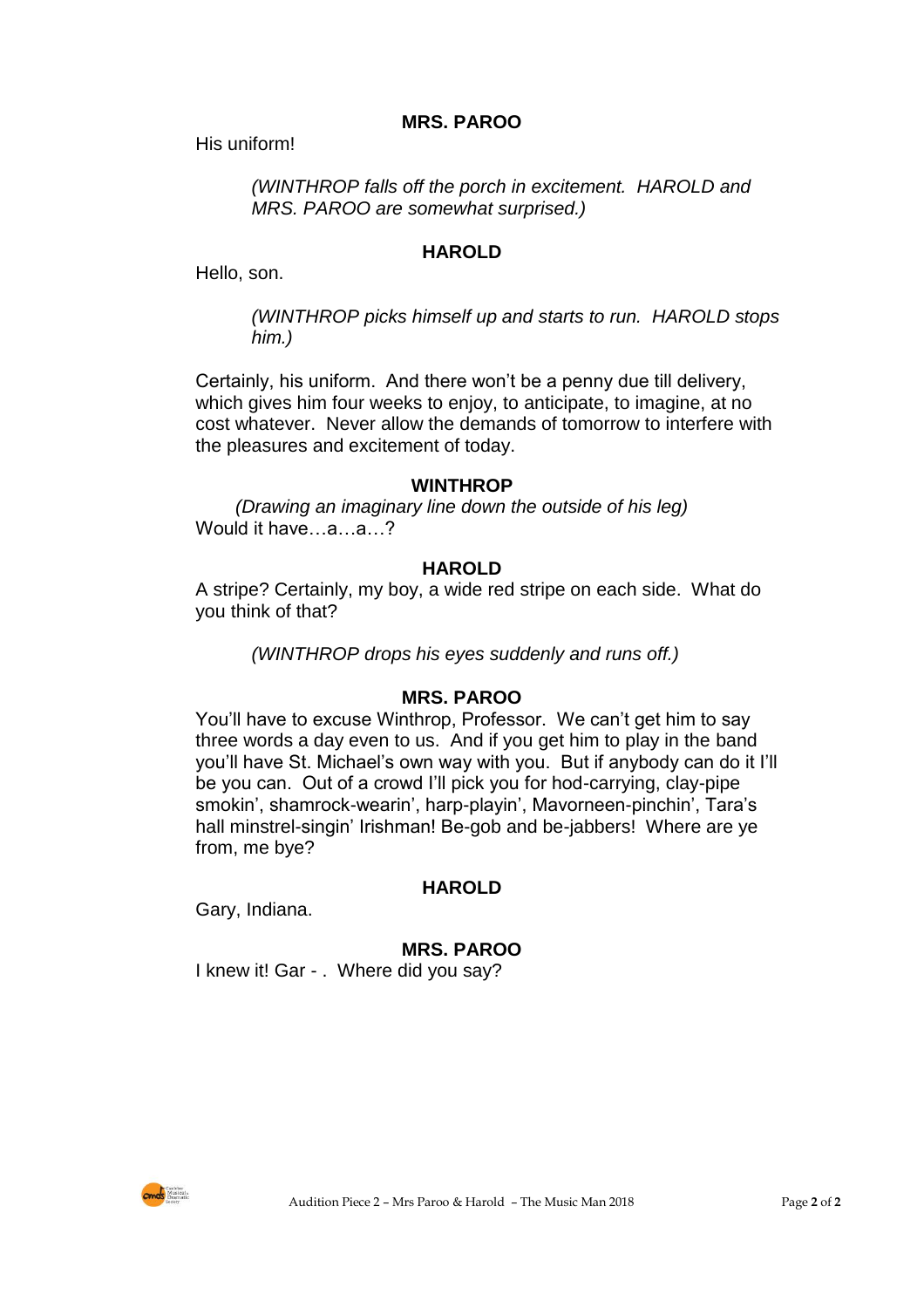**MRS. PAROO**

His uniform!

*(WINTHROP falls off the porch in excitement. HAROLD and MRS. PAROO are somewhat surprised.)*

**HAROLD**

Hello, son.

*(WINTHROP picks himself up and starts to run. HAROLD stops him.)*

Certainly, his uniform. And there won't be a penny due till delivery, which gives him four weeks to enjoy, to anticipate, to imagine, at no cost whatever. Never allow the demands of tomorrow to interfere with the pleasures and excitement of today.

**WINTHROP**

*(Drawing an imaginary line down the outside of his leg)*
Would it have…a…a…?

**HAROLD**

A stripe? Certainly, my boy, a wide red stripe on each side. What do you think of that?

*(WINTHROP drops his eyes suddenly and runs off.)*

**MRS. PAROO**

You'll have to excuse Winthrop, Professor. We can't get him to say three words a day even to us. And if you get him to play in the band you'll have St. Michael's own way with you. But if anybody can do it I'll be you can. Out of a crowd I'll pick you for hod-carrying, clay-pipe smokin', shamrock-wearin', harp-playin', Mavorneen-pinchin', Tara's hall minstrel-singin' Irishman! Be-gob and be-jabbers! Where are ye from, me bye?

**HAROLD**

Gary, Indiana.

**MRS. PAROO**

I knew it! Gar - . Where did you say?